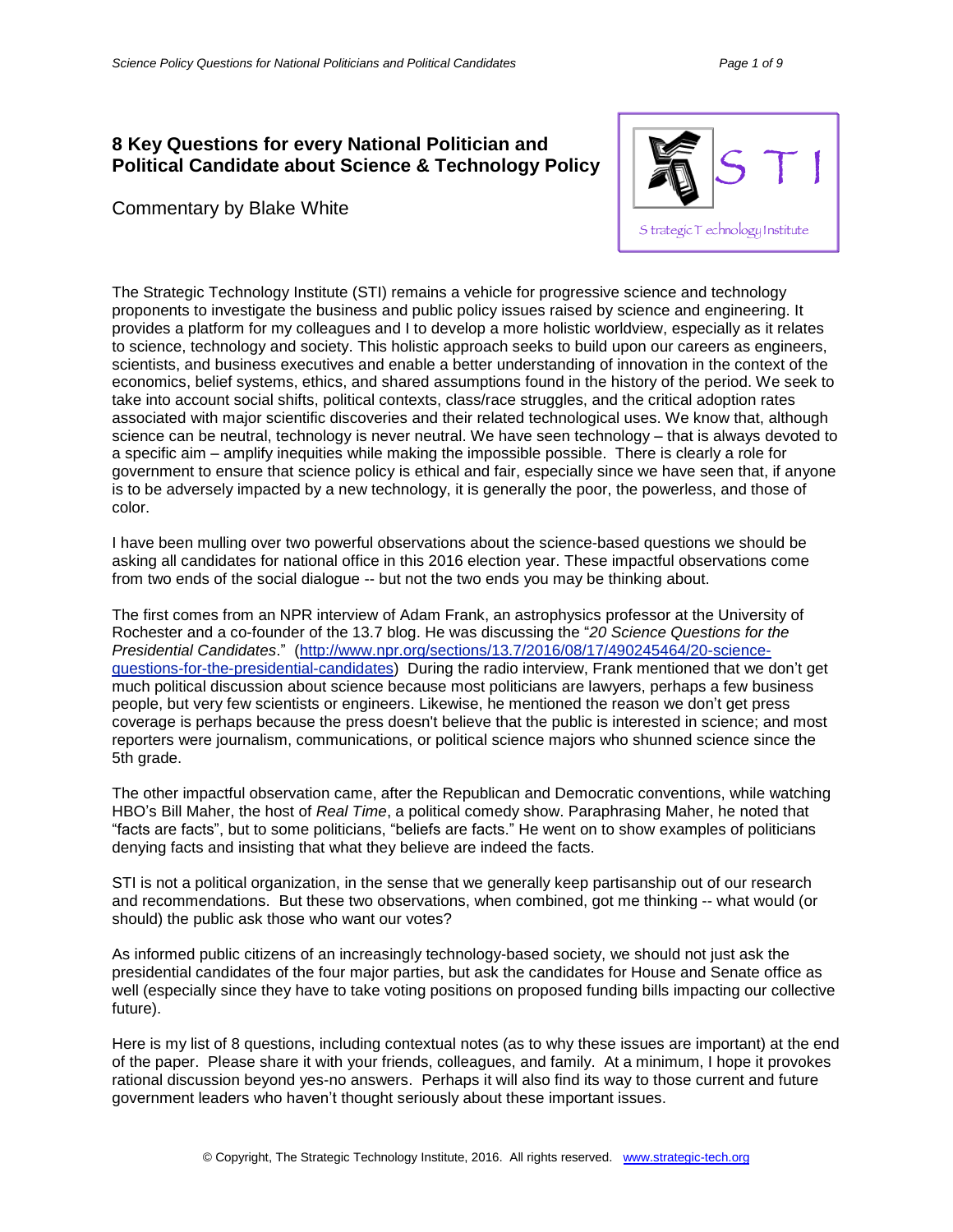# 8 Key Questions for every National Politician and Political Candidate about Science & Technology Policy

Commentary by Blake White

The Strategic Technology Institute (STI) remains a vehicle for progressive science and technology proponents to investigate the business and public policy issues raised by science and engineering. It provides a platform for my colleagues and I to develop a more holistic worldview, especially as it relates to science, technology and society. This holistic approach seeks to build upon our careers as engineers, scientists, and business executives and enable a better understanding of innovation in the context of the economics, belief systems, ethics, and shared assumptions found in the history of the period. We seek to take into account social shifts, political contexts, class/race struggles, and the critical adoption rates associated with major scientific discoveries and their related technological uses. We know that, although science can be neutral, technology is never neutral. We have seen technology – that is always devoted to a specific aim – amplify inequities while making the impossible possible. There is clearly a role for government to ensure that science policy is ethical and fair, especially since we have seen that, if anyone is to be adversely impacted by a new technology, it is generally the poor, the powerless, and those of color.

I have been mulling over two powerful observations about the science-based questions we should be asking all candidates for national office in this 2016 election year. These impactful observations come from two ends of the social dialogue -- but not the two ends you may be thinking about.

The first comes from an NPR interview of Adam Frank, an astrophysics professor at the University of Rochester and a co-founder of the 13.7 blog. He was discussing the "*20 Science Questions for the Presidential Candidates*." (http://www.npr.org/sections/13.7/2016/08/17/490245464/20-science-questions-for-the-presidential-candidates) During the radio interview, Frank mentioned that we don't get much political discussion about science because most politicians are lawyers, perhaps a few business people, but very few scientists or engineers. Likewise, he mentioned the reason we don't get press coverage is perhaps because the press doesn't believe that the public is interested in science; and most reporters were journalism, communications, or political science majors who shunned science since the 5th grade.

The other impactful observation came, after the Republican and Democratic conventions, while watching HBO's Bill Maher, the host of *Real Time*, a political comedy show. Paraphrasing Maher, he noted that "facts are facts", but to some politicians, "beliefs are facts." He went on to show examples of politicians denying facts and insisting that what they believe are indeed the facts.

STI is not a political organization, in the sense that we generally keep partisanship out of our research and recommendations. But these two observations, when combined, got me thinking -- what would (or should) the public ask those who want our votes?

As informed public citizens of an increasingly technology-based society, we should not just ask the presidential candidates of the four major parties, but ask the candidates for House and Senate office as well (especially since they have to take voting positions on proposed funding bills impacting our collective future).

Here is my list of 8 questions, including contextual notes (as to why these issues are important) at the end of the paper. Please share it with your friends, colleagues, and family. At a minimum, I hope it provokes rational discussion beyond yes-no answers. Perhaps it will also find its way to those current and future government leaders who haven't thought seriously about these important issues.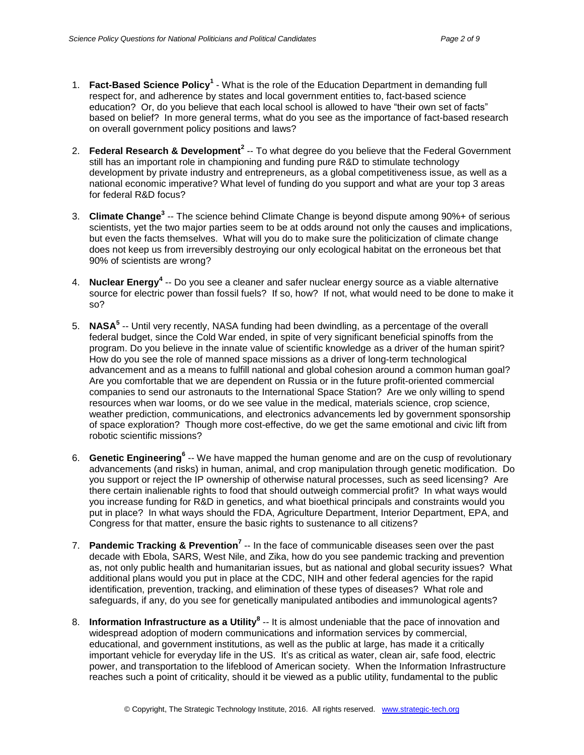1. **Fact-Based Science Policy**[1] - What is the role of the Education Department in demanding full respect for, and adherence by states and local government entities to, fact-based science education? Or, do you believe that each local school is allowed to have "their own set of facts" based on belief? In more general terms, what do you see as the importance of fact-based research on overall government policy positions and laws?

2. **Federal Research & Development**[2] -- To what degree do you believe that the Federal Government still has an important role in championing and funding pure R&D to stimulate technology development by private industry and entrepreneurs, as a global competitiveness issue, as well as a national economic imperative? What level of funding do you support and what are your top 3 areas for federal R&D focus?

3. **Climate Change**[3] -- The science behind Climate Change is beyond dispute among 90%+ of serious scientists, yet the two major parties seem to be at odds around not only the causes and implications, but even the facts themselves. What will you do to make sure the politicization of climate change does not keep us from irreversibly destroying our only ecological habitat on the erroneous bet that 90% of scientists are wrong?

4. **Nuclear Energy**[4] -- Do you see a cleaner and safer nuclear energy source as a viable alternative source for electric power than fossil fuels? If so, how? If not, what would need to be done to make it so?

5. **NASA**[5] -- Until very recently, NASA funding had been dwindling, as a percentage of the overall federal budget, since the Cold War ended, in spite of very significant beneficial spinoffs from the program. Do you believe in the innate value of scientific knowledge as a driver of the human spirit? How do you see the role of manned space missions as a driver of long-term technological advancement and as a means to fulfill national and global cohesion around a common human goal? Are you comfortable that we are dependent on Russia or in the future profit-oriented commercial companies to send our astronauts to the International Space Station? Are we only willing to spend resources when war looms, or do we see value in the medical, materials science, crop science, weather prediction, communications, and electronics advancements led by government sponsorship of space exploration? Though more cost-effective, do we get the same emotional and civic lift from robotic scientific missions?

6. **Genetic Engineering**[6] -- We have mapped the human genome and are on the cusp of revolutionary advancements (and risks) in human, animal, and crop manipulation through genetic modification. Do you support or reject the IP ownership of otherwise natural processes, such as seed licensing? Are there certain inalienable rights to food that should outweigh commercial profit? In what ways would you increase funding for R&D in genetics, and what bioethical principals and constraints would you put in place? In what ways should the FDA, Agriculture Department, Interior Department, EPA, and Congress for that matter, ensure the basic rights to sustenance to all citizens?

7. **Pandemic Tracking & Prevention**[7] -- In the face of communicable diseases seen over the past decade with Ebola, SARS, West Nile, and Zika, how do you see pandemic tracking and prevention as, not only public health and humanitarian issues, but as national and global security issues? What additional plans would you put in place at the CDC, NIH and other federal agencies for the rapid identification, prevention, tracking, and elimination of these types of diseases? What role and safeguards, if any, do you see for genetically manipulated antibodies and immunological agents?

8. **Information Infrastructure as a Utility**[8] -- It is almost undeniable that the pace of innovation and widespread adoption of modern communications and information services by commercial, educational, and government institutions, as well as the public at large, has made it a critically important vehicle for everyday life in the US. It's as critical as water, clean air, safe food, electric power, and transportation to the lifeblood of American society. When the Information Infrastructure reaches such a point of criticality, should it be viewed as a public utility, fundamental to the public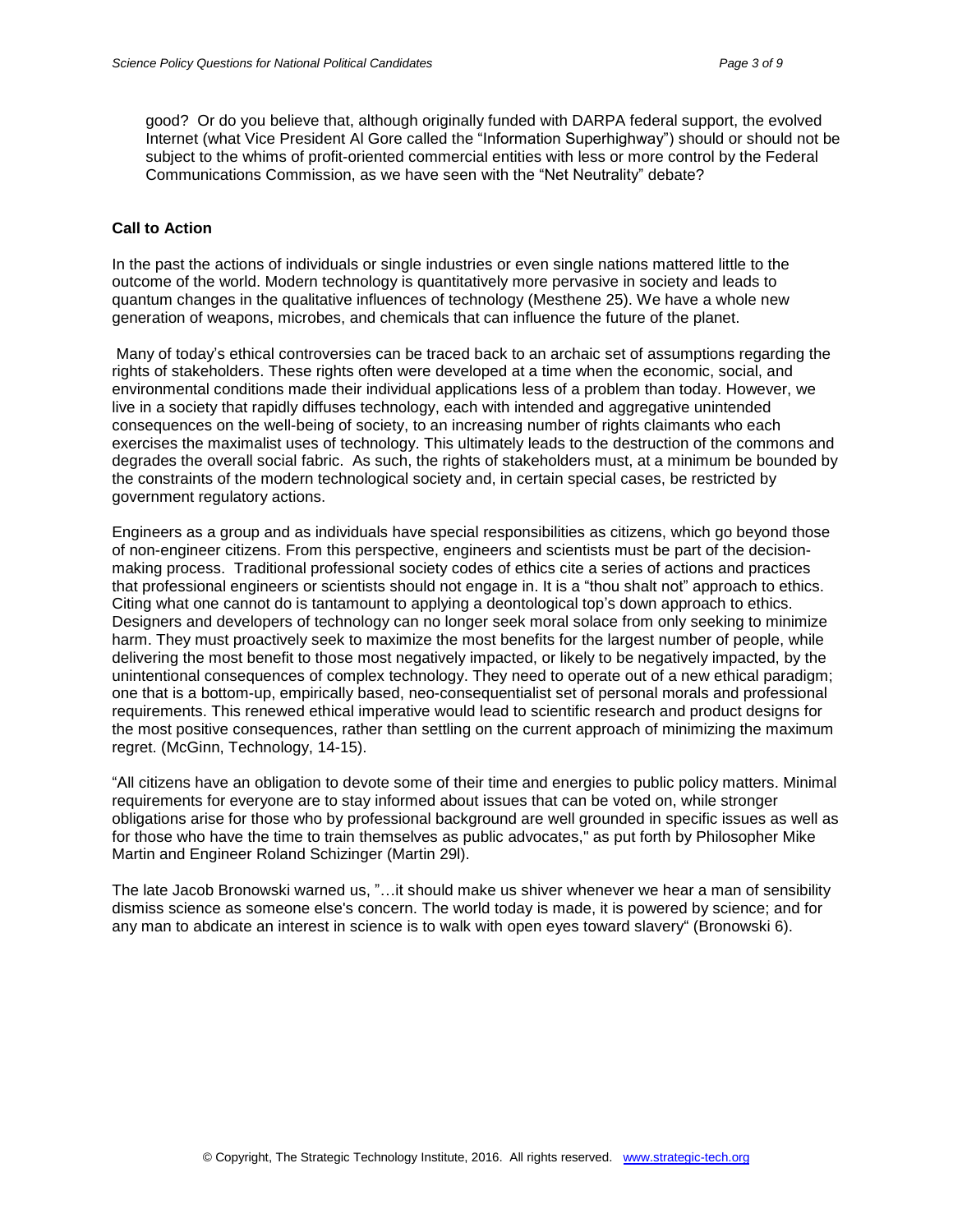good? Or do you believe that, although originally funded with DARPA federal support, the evolved Internet (what Vice President Al Gore called the "Information Superhighway") should or should not be subject to the whims of profit-oriented commercial entities with less or more control by the Federal Communications Commission, as we have seen with the "Net Neutrality" debate?

**Call to Action**

In the past the actions of individuals or single industries or even single nations mattered little to the outcome of the world. Modern technology is quantitatively more pervasive in society and leads to quantum changes in the qualitative influences of technology (Mesthene 25). We have a whole new generation of weapons, microbes, and chemicals that can influence the future of the planet.

Many of today's ethical controversies can be traced back to an archaic set of assumptions regarding the rights of stakeholders. These rights often were developed at a time when the economic, social, and environmental conditions made their individual applications less of a problem than today. However, we live in a society that rapidly diffuses technology, each with intended and aggregative unintended consequences on the well-being of society, to an increasing number of rights claimants who each exercises the maximalist uses of technology. This ultimately leads to the destruction of the commons and degrades the overall social fabric. As such, the rights of stakeholders must, at a minimum be bounded by the constraints of the modern technological society and, in certain special cases, be restricted by government regulatory actions.

Engineers as a group and as individuals have special responsibilities as citizens, which go beyond those of non-engineer citizens. From this perspective, engineers and scientists must be part of the decision-making process. Traditional professional society codes of ethics cite a series of actions and practices that professional engineers or scientists should not engage in. It is a "thou shalt not" approach to ethics. Citing what one cannot do is tantamount to applying a deontological top's down approach to ethics. Designers and developers of technology can no longer seek moral solace from only seeking to minimize harm. They must proactively seek to maximize the most benefits for the largest number of people, while delivering the most benefit to those most negatively impacted, or likely to be negatively impacted, by the unintentional consequences of complex technology. They need to operate out of a new ethical paradigm; one that is a bottom-up, empirically based, neo-consequentialist set of personal morals and professional requirements. This renewed ethical imperative would lead to scientific research and product designs for the most positive consequences, rather than settling on the current approach of minimizing the maximum regret. (McGinn, Technology, 14-15).

"All citizens have an obligation to devote some of their time and energies to public policy matters. Minimal requirements for everyone are to stay informed about issues that can be voted on, while stronger obligations arise for those who by professional background are well grounded in specific issues as well as for those who have the time to train themselves as public advocates," as put forth by Philosopher Mike Martin and Engineer Roland Schizinger (Martin 29l).

The late Jacob Bronowski warned us, "…it should make us shiver whenever we hear a man of sensibility dismiss science as someone else's concern. The world today is made, it is powered by science; and for any man to abdicate an interest in science is to walk with open eyes toward slavery" (Bronowski 6).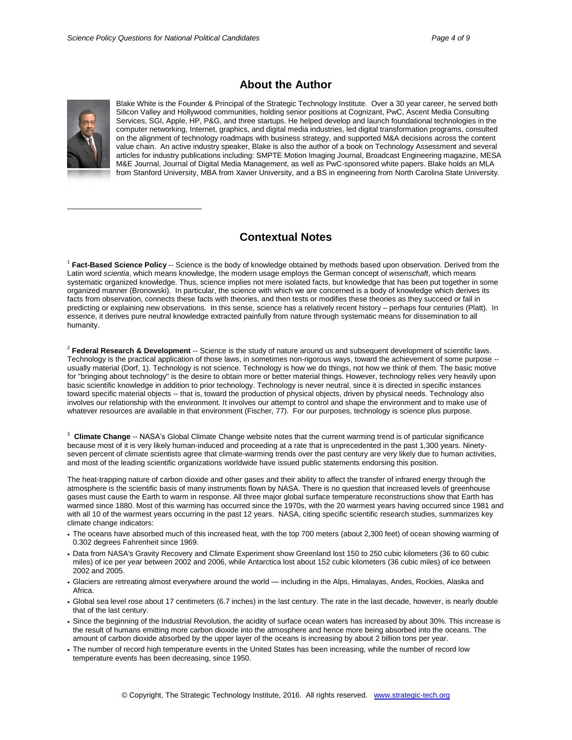## About the Author

Blake White is the Founder & Principal of the Strategic Technology Institute. Over a 30 year career, he served both Silicon Valley and Hollywood communities, holding senior positions at Cognizant, PwC, Ascent Media Consulting Services, SGI, Apple, HP, P&G, and three startups. He helped develop and launch foundational technologies in the computer networking, Internet, graphics, and digital media industries, led digital transformation programs, consulted on the alignment of technology roadmaps with business strategy, and supported M&A decisions across the content value chain. An active industry speaker, Blake is also the author of a book on Technology Assessment and several articles for industry publications including: SMPTE Motion Imaging Journal, Broadcast Engineering magazine, MESA M&E Journal, Journal of Digital Media Management, as well as PwC-sponsored white papers. Blake holds an MLA from Stanford University, MBA from Xavier University, and a BS in engineering from North Carolina State University.

## Contextual Notes

[1] **Fact-Based Science Policy** -- Science is the body of knowledge obtained by methods based upon observation. Derived from the Latin word *scientia*, which means knowledge, the modern usage employs the German concept of *wisenschaft*, which means systematic organized knowledge. Thus, science implies not mere isolated facts, but knowledge that has been put together in some organized manner (Bronowski). In particular, the science with which we are concerned is a body of knowledge which derives its facts from observation, connects these facts with theories, and then tests or modifies these theories as they succeed or fail in predicting or explaining new observations. In this sense, science has a relatively recent history – perhaps four centuries (Platt). In essence, it derives pure neutral knowledge extracted painfully from nature through systematic means for dissemination to all humanity.

[2] **Federal Research & Development** -- Science is the study of nature around us and subsequent development of scientific laws. Technology is the practical application of those laws, in sometimes non-rigorous ways, toward the achievement of some purpose -- usually material (Dorf, 1). Technology is not science. Technology is how we do things, not how we think of them. The basic motive for "bringing about technology" is the desire to obtain more or better material things. However, technology relies very heavily upon basic scientific knowledge in addition to prior technology. Technology is never neutral, since it is directed in specific instances toward specific material objects -- that is, toward the production of physical objects, driven by physical needs. Technology also involves our relationship with the environment. It involves our attempt to control and shape the environment and to make use of whatever resources are available in that environment (Fischer, 77). For our purposes, technology is science plus purpose.

[3] **Climate Change** -- NASA's Global Climate Change website notes that the current warming trend is of particular significance because most of it is very likely human-induced and proceeding at a rate that is unprecedented in the past 1,300 years. Ninety-seven percent of climate scientists agree that climate-warming trends over the past century are very likely due to human activities, and most of the leading scientific organizations worldwide have issued public statements endorsing this position.

The heat-trapping nature of carbon dioxide and other gases and their ability to affect the transfer of infrared energy through the atmosphere is the scientific basis of many instruments flown by NASA. There is no question that increased levels of greenhouse gases must cause the Earth to warm in response. All three major global surface temperature reconstructions show that Earth has warmed since 1880. Most of this warming has occurred since the 1970s, with the 20 warmest years having occurred since 1981 and with all 10 of the warmest years occurring in the past 12 years. NASA, citing specific scientific research studies, summarizes key climate change indicators:

- The oceans have absorbed much of this increased heat, with the top 700 meters (about 2,300 feet) of ocean showing warming of 0.302 degrees Fahrenheit since 1969.
- Data from NASA's Gravity Recovery and Climate Experiment show Greenland lost 150 to 250 cubic kilometers (36 to 60 cubic miles) of ice per year between 2002 and 2006, while Antarctica lost about 152 cubic kilometers (36 cubic miles) of ice between 2002 and 2005.
- Glaciers are retreating almost everywhere around the world — including in the Alps, Himalayas, Andes, Rockies, Alaska and Africa.
- Global sea level rose about 17 centimeters (6.7 inches) in the last century. The rate in the last decade, however, is nearly double that of the last century.
- Since the beginning of the Industrial Revolution, the acidity of surface ocean waters has increased by about 30%. This increase is the result of humans emitting more carbon dioxide into the atmosphere and hence more being absorbed into the oceans. The amount of carbon dioxide absorbed by the upper layer of the oceans is increasing by about 2 billion tons per year.
- The number of record high temperature events in the United States has been increasing, while the number of record low temperature events has been decreasing, since 1950.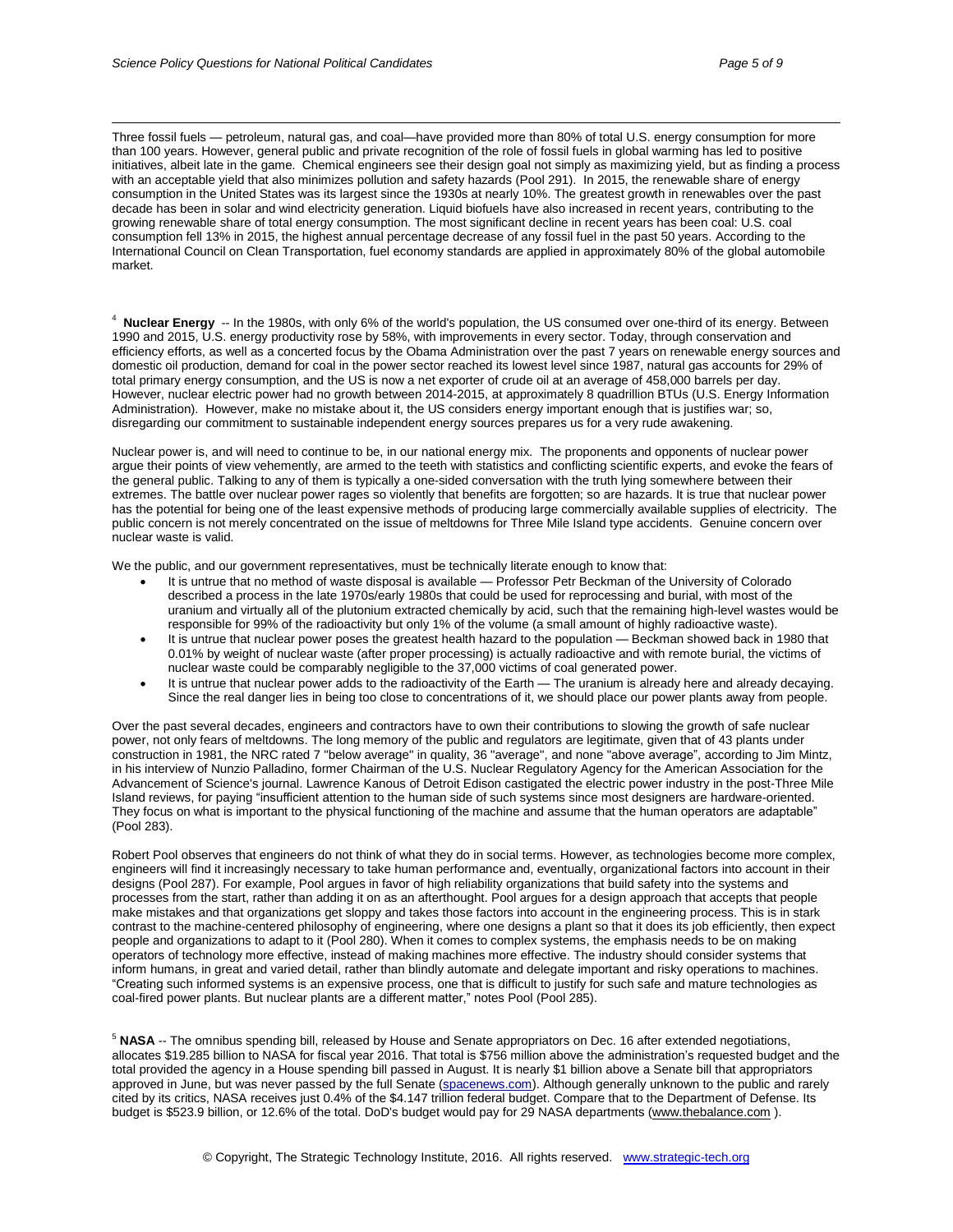Three fossil fuels — petroleum, natural gas, and coal—have provided more than 80% of total U.S. energy consumption for more than 100 years. However, general public and private recognition of the role of fossil fuels in global warming has led to positive initiatives, albeit late in the game. Chemical engineers see their design goal not simply as maximizing yield, but as finding a process with an acceptable yield that also minimizes pollution and safety hazards (Pool 291). In 2015, the renewable share of energy consumption in the United States was its largest since the 1930s at nearly 10%. The greatest growth in renewables over the past decade has been in solar and wind electricity generation. Liquid biofuels have also increased in recent years, contributing to the growing renewable share of total energy consumption. The most significant decline in recent years has been coal: U.S. coal consumption fell 13% in 2015, the highest annual percentage decrease of any fossil fuel in the past 50 years. According to the International Council on Clean Transportation, fuel economy standards are applied in approximately 80% of the global automobile market.

[4] **Nuclear Energy** -- In the 1980s, with only 6% of the world's population, the US consumed over one-third of its energy. Between 1990 and 2015, U.S. energy productivity rose by 58%, with improvements in every sector. Today, through conservation and efficiency efforts, as well as a concerted focus by the Obama Administration over the past 7 years on renewable energy sources and domestic oil production, demand for coal in the power sector reached its lowest level since 1987, natural gas accounts for 29% of total primary energy consumption, and the US is now a net exporter of crude oil at an average of 458,000 barrels per day. However, nuclear electric power had no growth between 2014-2015, at approximately 8 quadrillion BTUs (U.S. Energy Information Administration). However, make no mistake about it, the US considers energy important enough that is justifies war; so, disregarding our commitment to sustainable independent energy sources prepares us for a very rude awakening.

Nuclear power is, and will need to continue to be, in our national energy mix. The proponents and opponents of nuclear power argue their points of view vehemently, are armed to the teeth with statistics and conflicting scientific experts, and evoke the fears of the general public. Talking to any of them is typically a one-sided conversation with the truth lying somewhere between their extremes. The battle over nuclear power rages so violently that benefits are forgotten; so are hazards. It is true that nuclear power has the potential for being one of the least expensive methods of producing large commercially available supplies of electricity. The public concern is not merely concentrated on the issue of meltdowns for Three Mile Island type accidents. Genuine concern over nuclear waste is valid.

We the public, and our government representatives, must be technically literate enough to know that:

- It is untrue that no method of waste disposal is available — Professor Petr Beckman of the University of Colorado described a process in the late 1970s/early 1980s that could be used for reprocessing and burial, with most of the uranium and virtually all of the plutonium extracted chemically by acid, such that the remaining high-level wastes would be responsible for 99% of the radioactivity but only 1% of the volume (a small amount of highly radioactive waste).
- It is untrue that nuclear power poses the greatest health hazard to the population — Beckman showed back in 1980 that 0.01% by weight of nuclear waste (after proper processing) is actually radioactive and with remote burial, the victims of nuclear waste could be comparably negligible to the 37,000 victims of coal generated power.
- It is untrue that nuclear power adds to the radioactivity of the Earth — The uranium is already here and already decaying. Since the real danger lies in being too close to concentrations of it, we should place our power plants away from people.

Over the past several decades, engineers and contractors have to own their contributions to slowing the growth of safe nuclear power, not only fears of meltdowns. The long memory of the public and regulators are legitimate, given that of 43 plants under construction in 1981, the NRC rated 7 "below average" in quality, 36 "average", and none "above average", according to Jim Mintz, in his interview of Nunzio Palladino, former Chairman of the U.S. Nuclear Regulatory Agency for the American Association for the Advancement of Science's journal. Lawrence Kanous of Detroit Edison castigated the electric power industry in the post-Three Mile Island reviews, for paying "insufficient attention to the human side of such systems since most designers are hardware-oriented. They focus on what is important to the physical functioning of the machine and assume that the human operators are adaptable" (Pool 283).

Robert Pool observes that engineers do not think of what they do in social terms. However, as technologies become more complex, engineers will find it increasingly necessary to take human performance and, eventually, organizational factors into account in their designs (Pool 287). For example, Pool argues in favor of high reliability organizations that build safety into the systems and processes from the start, rather than adding it on as an afterthought. Pool argues for a design approach that accepts that people make mistakes and that organizations get sloppy and takes those factors into account in the engineering process. This is in stark contrast to the machine-centered philosophy of engineering, where one designs a plant so that it does its job efficiently, then expect people and organizations to adapt to it (Pool 280). When it comes to complex systems, the emphasis needs to be on making operators of technology more effective, instead of making machines more effective. The industry should consider systems that inform humans, in great and varied detail, rather than blindly automate and delegate important and risky operations to machines. "Creating such informed systems is an expensive process, one that is difficult to justify for such safe and mature technologies as coal-fired power plants. But nuclear plants are a different matter," notes Pool (Pool 285).

[5] **NASA** -- The omnibus spending bill, released by House and Senate appropriators on Dec. 16 after extended negotiations, allocates $19.285 billion to NASA for fiscal year 2016. That total is $756 million above the administration's requested budget and the total provided the agency in a House spending bill passed in August. It is nearly $1 billion above a Senate bill that appropriators approved in June, but was never passed by the full Senate (spacenews.com). Although generally unknown to the public and rarely cited by its critics, NASA receives just 0.4% of the $4.147 trillion federal budget. Compare that to the Department of Defense. Its budget is $523.9 billion, or 12.6% of the total. DoD's budget would pay for 29 NASA departments (www.thebalance.com ).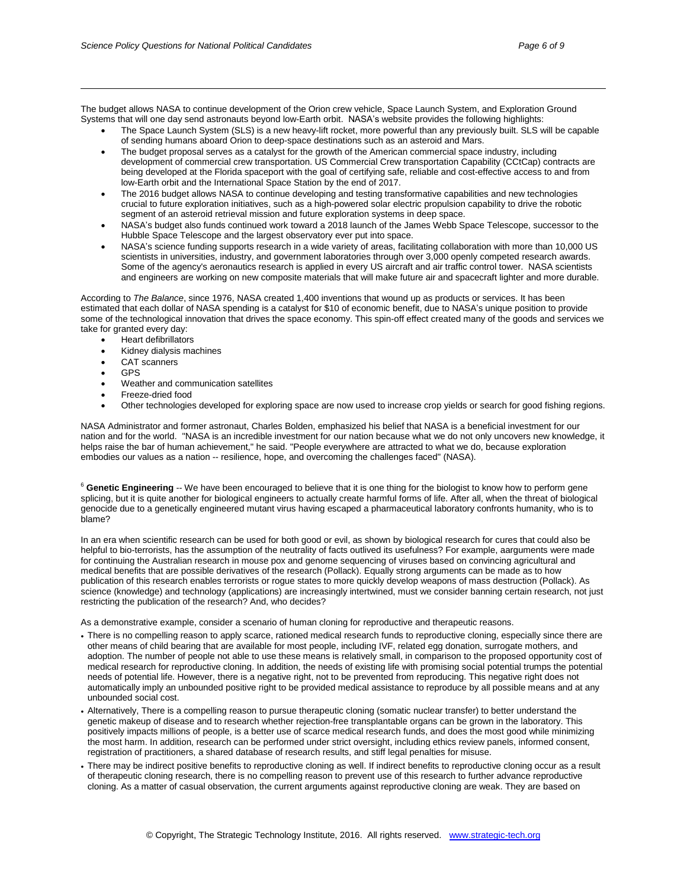The budget allows NASA to continue development of the Orion crew vehicle, Space Launch System, and Exploration Ground Systems that will one day send astronauts beyond low-Earth orbit. NASA's website provides the following highlights:

- The Space Launch System (SLS) is a new heavy-lift rocket, more powerful than any previously built. SLS will be capable of sending humans aboard Orion to deep-space destinations such as an asteroid and Mars.
- The budget proposal serves as a catalyst for the growth of the American commercial space industry, including development of commercial crew transportation. US Commercial Crew transportation Capability (CCtCap) contracts are being developed at the Florida spaceport with the goal of certifying safe, reliable and cost-effective access to and from low-Earth orbit and the International Space Station by the end of 2017.
- The 2016 budget allows NASA to continue developing and testing transformative capabilities and new technologies crucial to future exploration initiatives, such as a high-powered solar electric propulsion capability to drive the robotic segment of an asteroid retrieval mission and future exploration systems in deep space.
- NASA's budget also funds continued work toward a 2018 launch of the James Webb Space Telescope, successor to the Hubble Space Telescope and the largest observatory ever put into space.
- NASA's science funding supports research in a wide variety of areas, facilitating collaboration with more than 10,000 US scientists in universities, industry, and government laboratories through over 3,000 openly competed research awards. Some of the agency's aeronautics research is applied in every US aircraft and air traffic control tower. NASA scientists and engineers are working on new composite materials that will make future air and spacecraft lighter and more durable.

According to *The Balance*, since 1976, NASA created 1,400 inventions that wound up as products or services. It has been estimated that each dollar of NASA spending is a catalyst for $10 of economic benefit, due to NASA's unique position to provide some of the technological innovation that drives the space economy. This spin-off effect created many of the goods and services we take for granted every day:

- Heart defibrillators
- Kidney dialysis machines
- CAT scanners
- GPS
- Weather and communication satellites
- Freeze-dried food
- Other technologies developed for exploring space are now used to increase crop yields or search for good fishing regions.

NASA Administrator and former astronaut, Charles Bolden, emphasized his belief that NASA is a beneficial investment for our nation and for the world. "NASA is an incredible investment for our nation because what we do not only uncovers new knowledge, it helps raise the bar of human achievement," he said. "People everywhere are attracted to what we do, because exploration embodies our values as a nation -- resilience, hope, and overcoming the challenges faced" (NASA).

[6] **Genetic Engineering** -- We have been encouraged to believe that it is one thing for the biologist to know how to perform gene splicing, but it is quite another for biological engineers to actually create harmful forms of life. After all, when the threat of biological genocide due to a genetically engineered mutant virus having escaped a pharmaceutical laboratory confronts humanity, who is to blame?

In an era when scientific research can be used for both good or evil, as shown by biological research for cures that could also be helpful to bio-terrorists, has the assumption of the neutrality of facts outlived its usefulness? For example, aarguments were made for continuing the Australian research in mouse pox and genome sequencing of viruses based on convincing agricultural and medical benefits that are possible derivatives of the research (Pollack). Equally strong arguments can be made as to how publication of this research enables terrorists or rogue states to more quickly develop weapons of mass destruction (Pollack). As science (knowledge) and technology (applications) are increasingly intertwined, must we consider banning certain research, not just restricting the publication of the research? And, who decides?

As a demonstrative example, consider a scenario of human cloning for reproductive and therapeutic reasons.

- There is no compelling reason to apply scarce, rationed medical research funds to reproductive cloning, especially since there are other means of child bearing that are available for most people, including IVF, related egg donation, surrogate mothers, and adoption. The number of people not able to use these means is relatively small, in comparison to the proposed opportunity cost of medical research for reproductive cloning. In addition, the needs of existing life with promising social potential trumps the potential needs of potential life. However, there is a negative right, not to be prevented from reproducing. This negative right does not automatically imply an unbounded positive right to be provided medical assistance to reproduce by all possible means and at any unbounded social cost.
- Alternatively, There is a compelling reason to pursue therapeutic cloning (somatic nuclear transfer) to better understand the genetic makeup of disease and to research whether rejection-free transplantable organs can be grown in the laboratory. This positively impacts millions of people, is a better use of scarce medical research funds, and does the most good while minimizing the most harm. In addition, research can be performed under strict oversight, including ethics review panels, informed consent, registration of practitioners, a shared database of research results, and stiff legal penalties for misuse.
- There may be indirect positive benefits to reproductive cloning as well. If indirect benefits to reproductive cloning occur as a result of therapeutic cloning research, there is no compelling reason to prevent use of this research to further advance reproductive cloning. As a matter of casual observation, the current arguments against reproductive cloning are weak. They are based on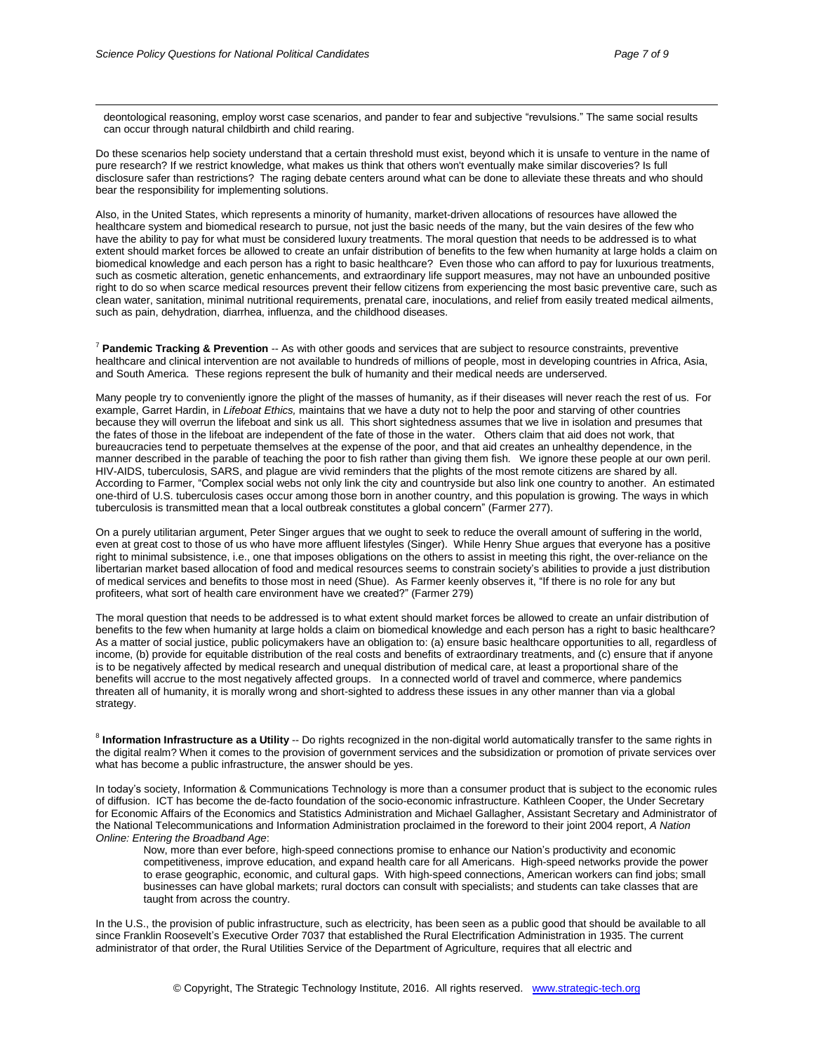deontological reasoning, employ worst case scenarios, and pander to fear and subjective "revulsions." The same social results can occur through natural childbirth and child rearing.

Do these scenarios help society understand that a certain threshold must exist, beyond which it is unsafe to venture in the name of pure research? If we restrict knowledge, what makes us think that others won't eventually make similar discoveries? Is full disclosure safer than restrictions? The raging debate centers around what can be done to alleviate these threats and who should bear the responsibility for implementing solutions.

Also, in the United States, which represents a minority of humanity, market-driven allocations of resources have allowed the healthcare system and biomedical research to pursue, not just the basic needs of the many, but the vain desires of the few who have the ability to pay for what must be considered luxury treatments. The moral question that needs to be addressed is to what extent should market forces be allowed to create an unfair distribution of benefits to the few when humanity at large holds a claim on biomedical knowledge and each person has a right to basic healthcare? Even those who can afford to pay for luxurious treatments, such as cosmetic alteration, genetic enhancements, and extraordinary life support measures, may not have an unbounded positive right to do so when scarce medical resources prevent their fellow citizens from experiencing the most basic preventive care, such as clean water, sanitation, minimal nutritional requirements, prenatal care, inoculations, and relief from easily treated medical ailments, such as pain, dehydration, diarrhea, influenza, and the childhood diseases.

[7] **Pandemic Tracking & Prevention** -- As with other goods and services that are subject to resource constraints, preventive healthcare and clinical intervention are not available to hundreds of millions of people, most in developing countries in Africa, Asia, and South America. These regions represent the bulk of humanity and their medical needs are underserved.

Many people try to conveniently ignore the plight of the masses of humanity, as if their diseases will never reach the rest of us. For example, Garret Hardin, in *Lifeboat Ethics,* maintains that we have a duty not to help the poor and starving of other countries because they will overrun the lifeboat and sink us all. This short sightedness assumes that we live in isolation and presumes that the fates of those in the lifeboat are independent of the fate of those in the water. Others claim that aid does not work, that bureaucracies tend to perpetuate themselves at the expense of the poor, and that aid creates an unhealthy dependence, in the manner described in the parable of teaching the poor to fish rather than giving them fish. We ignore these people at our own peril. HIV-AIDS, tuberculosis, SARS, and plague are vivid reminders that the plights of the most remote citizens are shared by all. According to Farmer, "Complex social webs not only link the city and countryside but also link one country to another. An estimated one-third of U.S. tuberculosis cases occur among those born in another country, and this population is growing. The ways in which tuberculosis is transmitted mean that a local outbreak constitutes a global concern" (Farmer 277).

On a purely utilitarian argument, Peter Singer argues that we ought to seek to reduce the overall amount of suffering in the world, even at great cost to those of us who have more affluent lifestyles (Singer). While Henry Shue argues that everyone has a positive right to minimal subsistence, i.e., one that imposes obligations on the others to assist in meeting this right, the over-reliance on the libertarian market based allocation of food and medical resources seems to constrain society's abilities to provide a just distribution of medical services and benefits to those most in need (Shue). As Farmer keenly observes it, "If there is no role for any but profiteers, what sort of health care environment have we created?" (Farmer 279)

The moral question that needs to be addressed is to what extent should market forces be allowed to create an unfair distribution of benefits to the few when humanity at large holds a claim on biomedical knowledge and each person has a right to basic healthcare? As a matter of social justice, public policymakers have an obligation to: (a) ensure basic healthcare opportunities to all, regardless of income, (b) provide for equitable distribution of the real costs and benefits of extraordinary treatments, and (c) ensure that if anyone is to be negatively affected by medical research and unequal distribution of medical care, at least a proportional share of the benefits will accrue to the most negatively affected groups. In a connected world of travel and commerce, where pandemics threaten all of humanity, it is morally wrong and short-sighted to address these issues in any other manner than via a global strategy.

[8] **Information Infrastructure as a Utility** -- Do rights recognized in the non-digital world automatically transfer to the same rights in the digital realm? When it comes to the provision of government services and the subsidization or promotion of private services over what has become a public infrastructure, the answer should be yes.

In today's society, Information & Communications Technology is more than a consumer product that is subject to the economic rules of diffusion. ICT has become the de-facto foundation of the socio-economic infrastructure. Kathleen Cooper, the Under Secretary for Economic Affairs of the Economics and Statistics Administration and Michael Gallagher, Assistant Secretary and Administrator of the National Telecommunications and Information Administration proclaimed in the foreword to their joint 2004 report, *A Nation Online: Entering the Broadband Age*:

> Now, more than ever before, high-speed connections promise to enhance our Nation's productivity and economic competitiveness, improve education, and expand health care for all Americans. High-speed networks provide the power to erase geographic, economic, and cultural gaps. With high-speed connections, American workers can find jobs; small businesses can have global markets; rural doctors can consult with specialists; and students can take classes that are taught from across the country.

In the U.S., the provision of public infrastructure, such as electricity, has been seen as a public good that should be available to all since Franklin Roosevelt's Executive Order 7037 that established the Rural Electrification Administration in 1935. The current administrator of that order, the Rural Utilities Service of the Department of Agriculture, requires that all electric and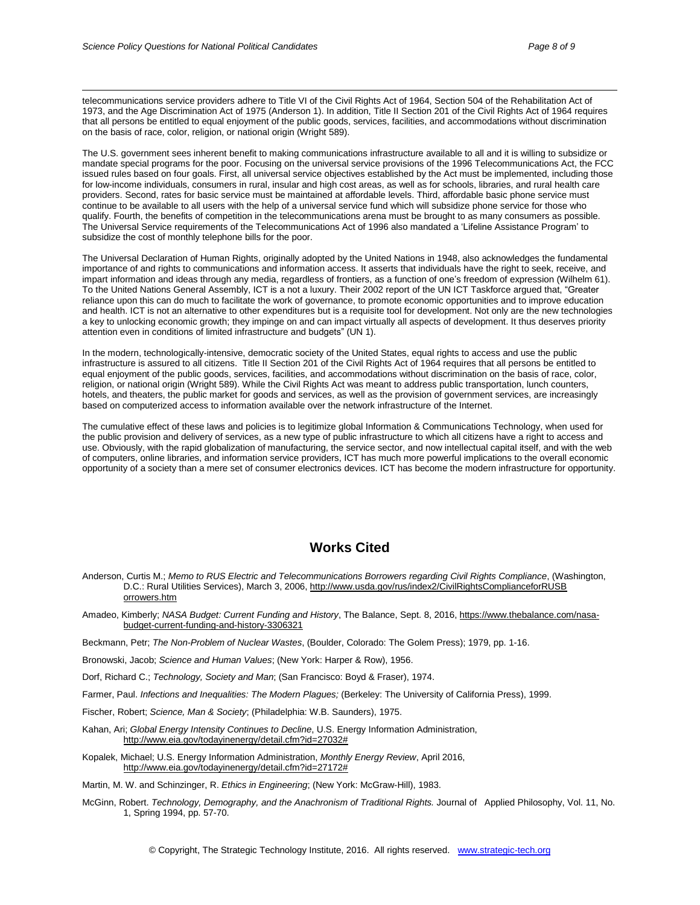telecommunications service providers adhere to Title VI of the Civil Rights Act of 1964, Section 504 of the Rehabilitation Act of 1973, and the Age Discrimination Act of 1975 (Anderson 1). In addition, Title II Section 201 of the Civil Rights Act of 1964 requires that all persons be entitled to equal enjoyment of the public goods, services, facilities, and accommodations without discrimination on the basis of race, color, religion, or national origin (Wright 589).

The U.S. government sees inherent benefit to making communications infrastructure available to all and it is willing to subsidize or mandate special programs for the poor. Focusing on the universal service provisions of the 1996 Telecommunications Act, the FCC issued rules based on four goals. First, all universal service objectives established by the Act must be implemented, including those for low-income individuals, consumers in rural, insular and high cost areas, as well as for schools, libraries, and rural health care providers. Second, rates for basic service must be maintained at affordable levels. Third, affordable basic phone service must continue to be available to all users with the help of a universal service fund which will subsidize phone service for those who qualify. Fourth, the benefits of competition in the telecommunications arena must be brought to as many consumers as possible. The Universal Service requirements of the Telecommunications Act of 1996 also mandated a 'Lifeline Assistance Program' to subsidize the cost of monthly telephone bills for the poor.

The Universal Declaration of Human Rights, originally adopted by the United Nations in 1948, also acknowledges the fundamental importance of and rights to communications and information access. It asserts that individuals have the right to seek, receive, and impart information and ideas through any media, regardless of frontiers, as a function of one's freedom of expression (Wilhelm 61). To the United Nations General Assembly, ICT is a not a luxury. Their 2002 report of the UN ICT Taskforce argued that, "Greater reliance upon this can do much to facilitate the work of governance, to promote economic opportunities and to improve education and health. ICT is not an alternative to other expenditures but is a requisite tool for development. Not only are the new technologies a key to unlocking economic growth; they impinge on and can impact virtually all aspects of development. It thus deserves priority attention even in conditions of limited infrastructure and budgets" (UN 1).

In the modern, technologically-intensive, democratic society of the United States, equal rights to access and use the public infrastructure is assured to all citizens. Title II Section 201 of the Civil Rights Act of 1964 requires that all persons be entitled to equal enjoyment of the public goods, services, facilities, and accommodations without discrimination on the basis of race, color, religion, or national origin (Wright 589). While the Civil Rights Act was meant to address public transportation, lunch counters, hotels, and theaters, the public market for goods and services, as well as the provision of government services, are increasingly based on computerized access to information available over the network infrastructure of the Internet.

The cumulative effect of these laws and policies is to legitimize global Information & Communications Technology, when used for the public provision and delivery of services, as a new type of public infrastructure to which all citizens have a right to access and use. Obviously, with the rapid globalization of manufacturing, the service sector, and now intellectual capital itself, and with the web of computers, online libraries, and information service providers, ICT has much more powerful implications to the overall economic opportunity of a society than a mere set of consumer electronics devices. ICT has become the modern infrastructure for opportunity.

## Works Cited

Anderson, Curtis M.; *Memo to RUS Electric and Telecommunications Borrowers regarding Civil Rights Compliance*, (Washington, D.C.: Rural Utilities Services), March 3, 2006, http://www.usda.gov/rus/index2/CivilRightsComplianceforRUSBorrowers.htm

Amadeo, Kimberly; *NASA Budget: Current Funding and History*, The Balance, Sept. 8, 2016, https://www.thebalance.com/nasa-budget-current-funding-and-history-3306321

Beckmann, Petr; *The Non-Problem of Nuclear Wastes*, (Boulder, Colorado: The Golem Press); 1979, pp. 1-16.

Bronowski, Jacob; *Science and Human Values*; (New York: Harper & Row), 1956.

Dorf, Richard C.; *Technology, Society and Man*; (San Francisco: Boyd & Fraser), 1974.

Farmer, Paul. *Infections and Inequalities: The Modern Plagues;* (Berkeley: The University of California Press), 1999.

Fischer, Robert; *Science, Man & Society*; (Philadelphia: W.B. Saunders), 1975.

Kahan, Ari; *Global Energy Intensity Continues to Decline*, U.S. Energy Information Administration, http://www.eia.gov/todayinenergy/detail.cfm?id=27032#

Kopalek, Michael; U.S. Energy Information Administration, *Monthly Energy Review*, April 2016, http://www.eia.gov/todayinenergy/detail.cfm?id=27172#

Martin, M. W. and Schinzinger, R. *Ethics in Engineering*; (New York: McGraw-Hill), 1983.

McGinn, Robert. *Technology, Demography, and the Anachronism of Traditional Rights.* Journal of Applied Philosophy, Vol. 11, No. 1, Spring 1994, pp. 57-70.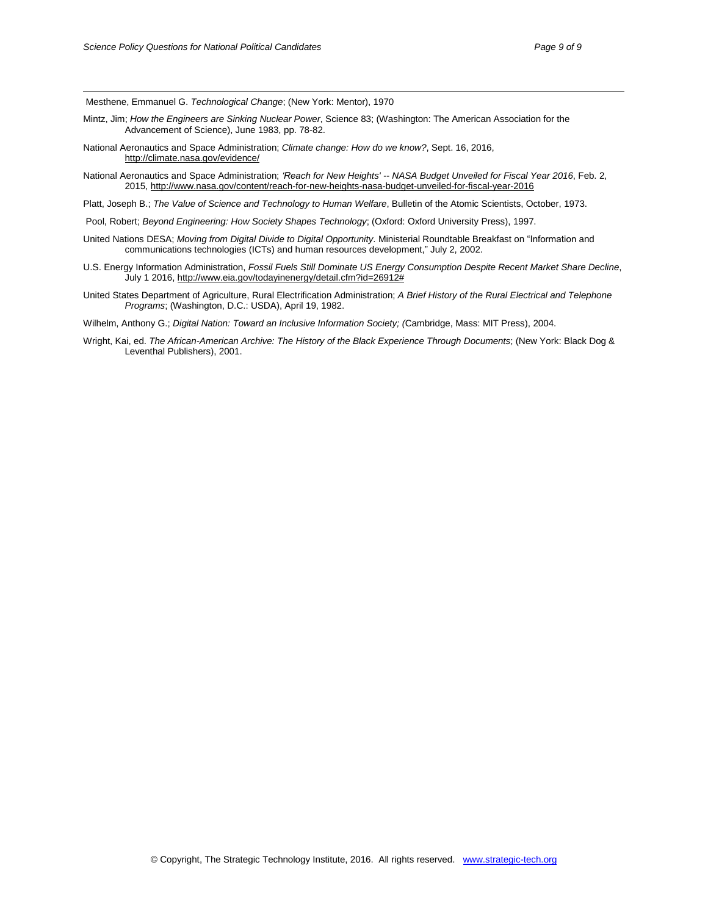Mesthene, Emmanuel G. *Technological Change*; (New York: Mentor), 1970

Mintz, Jim; *How the Engineers are Sinking Nuclear Power*, Science 83; (Washington: The American Association for the Advancement of Science), June 1983, pp. 78-82.

National Aeronautics and Space Administration; *Climate change: How do we know?*, Sept. 16, 2016, http://climate.nasa.gov/evidence/

National Aeronautics and Space Administration; *'Reach for New Heights' -- NASA Budget Unveiled for Fiscal Year 2016*, Feb. 2, 2015, http://www.nasa.gov/content/reach-for-new-heights-nasa-budget-unveiled-for-fiscal-year-2016

Platt, Joseph B.; *The Value of Science and Technology to Human Welfare*, Bulletin of the Atomic Scientists, October, 1973.

Pool, Robert; *Beyond Engineering: How Society Shapes Technology*; (Oxford: Oxford University Press), 1997.

United Nations DESA; *Moving from Digital Divide to Digital Opportunity*. Ministerial Roundtable Breakfast on "Information and communications technologies (ICTs) and human resources development," July 2, 2002.

U.S. Energy Information Administration, *Fossil Fuels Still Dominate US Energy Consumption Despite Recent Market Share Decline*, July 1 2016, http://www.eia.gov/todayinenergy/detail.cfm?id=26912#

United States Department of Agriculture, Rural Electrification Administration; *A Brief History of the Rural Electrical and Telephone Programs*; (Washington, D.C.: USDA), April 19, 1982.

Wilhelm, Anthony G.; *Digital Nation: Toward an Inclusive Information Society; (*Cambridge, Mass: MIT Press), 2004.

Wright, Kai, ed. *The African-American Archive: The History of the Black Experience Through Documents*; (New York: Black Dog & Leventhal Publishers), 2001.

© Copyright, The Strategic Technology Institute, 2016. All rights reserved. www.strategic-tech.org